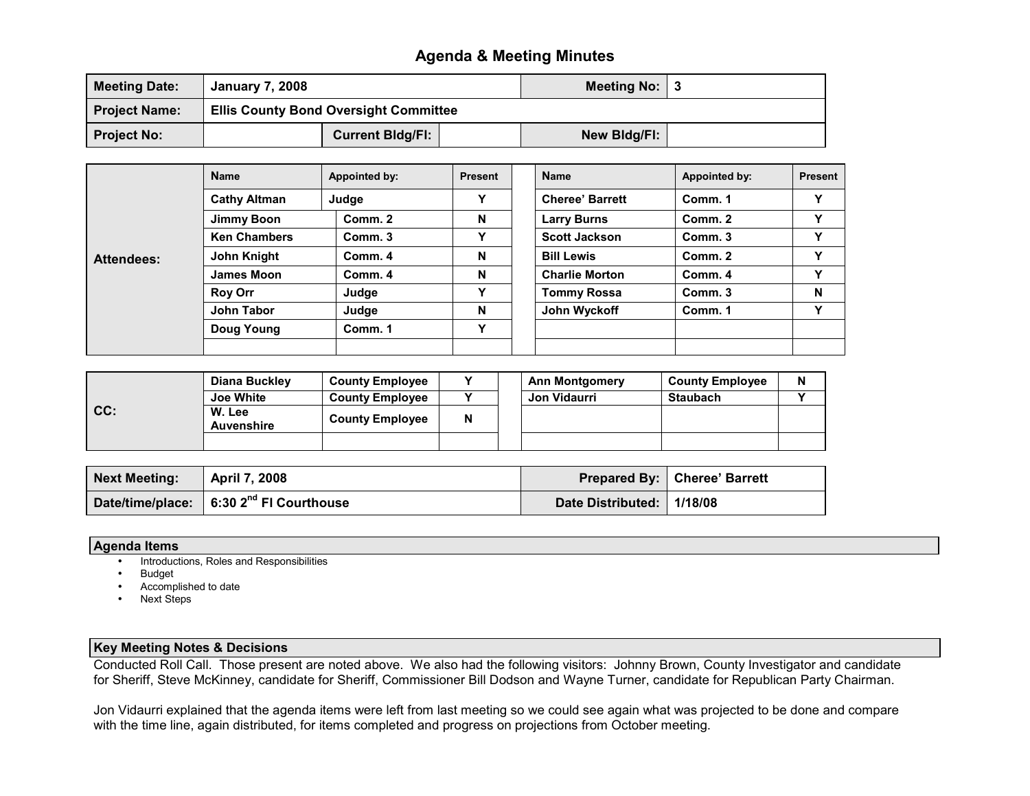# Agenda & Meeting Minutes

| Meeting Date: | January 7, 2008 | | Meeting No: | 3 |
|---|---|---|---|---|
| Project Name: | Ellis County Bond Oversight Committee | | | |
| Project No: | | Current Bldg/Fl: | New Bldg/Fl: | |

| Attendees: | Name | Appointed by: | Present | Name | Appointed by: | Present |
|---|---|---|---|---|---|---|
| | Cathy Altman | Judge | Y | Cheree' Barrett | Comm. 1 | Y |
| | Jimmy Boon | Comm. 2 | N | Larry Burns | Comm. 2 | Y |
| | Ken Chambers | Comm. 3 | Y | Scott Jackson | Comm. 3 | Y |
| | John Knight | Comm. 4 | N | Bill Lewis | Comm. 2 | Y |
| | James Moon | Comm. 4 | N | Charlie Morton | Comm. 4 | Y |
| | Roy Orr | Judge | Y | Tommy Rossa | Comm. 3 | N |
| | John Tabor | Judge | N | John Wyckoff | Comm. 1 | Y |
| | Doug Young | Comm. 1 | Y | | | |

| CC: | Name | Role | Present | Name | Role | Present |
|---|---|---|---|---|---|---|
| | Diana Buckley | County Employee | Y | Ann Montgomery | County Employee | N |
| | Joe White | County Employee | Y | Jon Vidaurri | Staubach | Y |
| | W. Lee Auvenshire | County Employee | N | | | |

| Next Meeting: | April 7, 2008 | Prepared By: | Cheree' Barrett |
|---|---|---|---|
| Date/time/place: | 6:30 2nd Fl Courthouse | Date Distributed: | 1/18/08 |

## Agenda Items

- Introductions, Roles and Responsibilities
- Budget
- Accomplished to date
- Next Steps

## Key Meeting Notes & Decisions

Conducted Roll Call. Those present are noted above. We also had the following visitors: Johnny Brown, County Investigator and candidate for Sheriff, Steve McKinney, candidate for Sheriff, Commissioner Bill Dodson and Wayne Turner, candidate for Republican Party Chairman.

Jon Vidaurri explained that the agenda items were left from last meeting so we could see again what was projected to be done and compare with the time line, again distributed, for items completed and progress on projections from October meeting.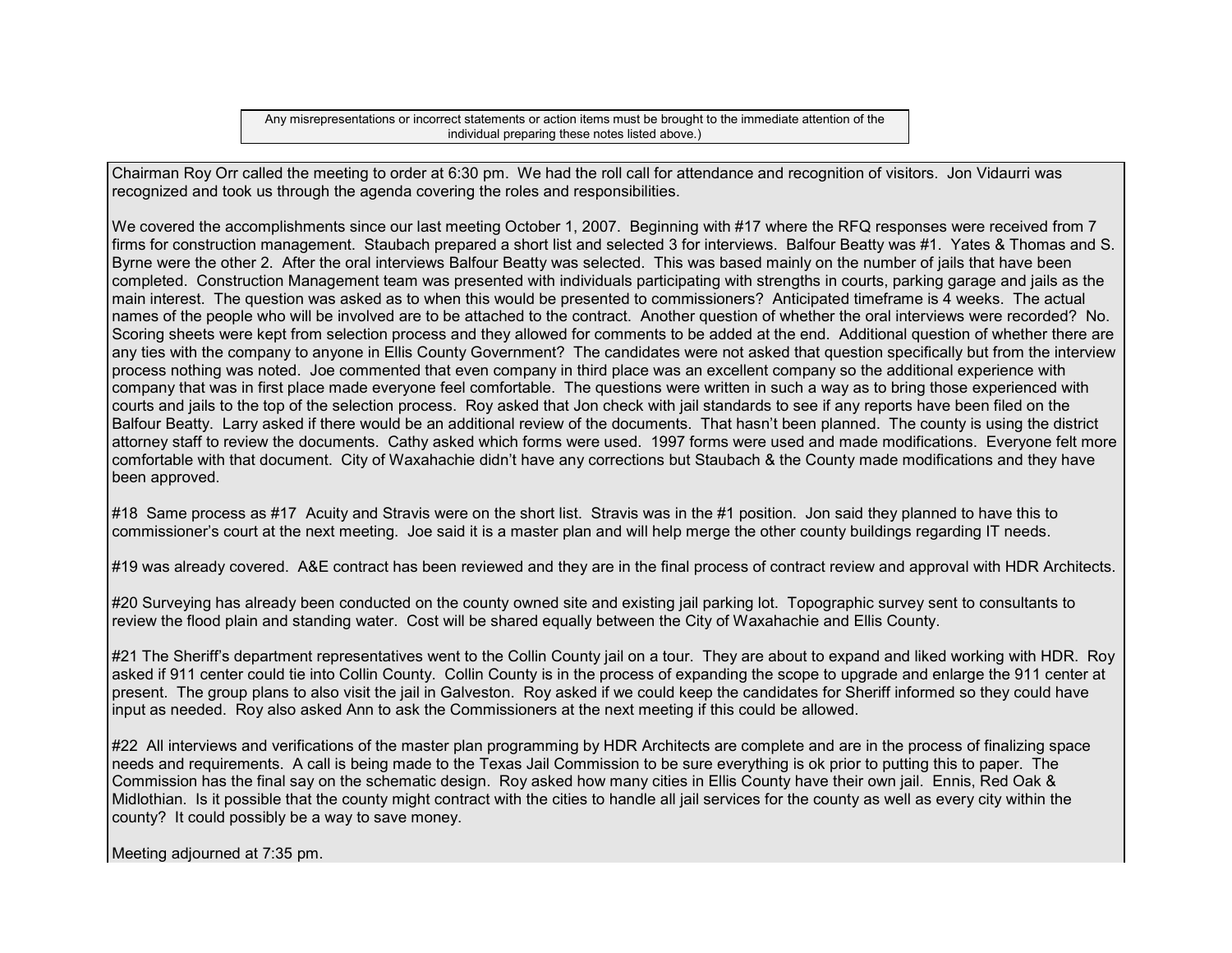Any misrepresentations or incorrect statements or action items must be brought to the immediate attention of the individual preparing these notes listed above.)

Chairman Roy Orr called the meeting to order at 6:30 pm. We had the roll call for attendance and recognition of visitors. Jon Vidaurri was recognized and took us through the agenda covering the roles and responsibilities.

We covered the accomplishments since our last meeting October 1, 2007. Beginning with #17 where the RFQ responses were received from 7 firms for construction management. Staubach prepared a short list and selected 3 for interviews. Balfour Beatty was #1. Yates & Thomas and S. Byrne were the other 2. After the oral interviews Balfour Beatty was selected. This was based mainly on the number of jails that have been completed. Construction Management team was presented with individuals participating with strengths in courts, parking garage and jails as the main interest. The question was asked as to when this would be presented to commissioners? Anticipated timeframe is 4 weeks. The actual names of the people who will be involved are to be attached to the contract. Another question of whether the oral interviews were recorded? No. Scoring sheets were kept from selection process and they allowed for comments to be added at the end. Additional question of whether there are any ties with the company to anyone in Ellis County Government? The candidates were not asked that question specifically but from the interview process nothing was noted. Joe commented that even company in third place was an excellent company so the additional experience with company that was in first place made everyone feel comfortable. The questions were written in such a way as to bring those experienced with courts and jails to the top of the selection process. Roy asked that Jon check with jail standards to see if any reports have been filed on the Balfour Beatty. Larry asked if there would be an additional review of the documents. That hasn't been planned. The county is using the district attorney staff to review the documents. Cathy asked which forms were used. 1997 forms were used and made modifications. Everyone felt more comfortable with that document. City of Waxahachie didn't have any corrections but Staubach & the County made modifications and they have been approved.

#18 Same process as #17 Acuity and Stravis were on the short list. Stravis was in the #1 position. Jon said they planned to have this to commissioner's court at the next meeting. Joe said it is a master plan and will help merge the other county buildings regarding IT needs.

#19 was already covered. A&E contract has been reviewed and they are in the final process of contract review and approval with HDR Architects.

#20 Surveying has already been conducted on the county owned site and existing jail parking lot. Topographic survey sent to consultants to review the flood plain and standing water. Cost will be shared equally between the City of Waxahachie and Ellis County.

#21 The Sheriff's department representatives went to the Collin County jail on a tour. They are about to expand and liked working with HDR. Roy asked if 911 center could tie into Collin County. Collin County is in the process of expanding the scope to upgrade and enlarge the 911 center at present. The group plans to also visit the jail in Galveston. Roy asked if we could keep the candidates for Sheriff informed so they could have input as needed. Roy also asked Ann to ask the Commissioners at the next meeting if this could be allowed.

#22 All interviews and verifications of the master plan programming by HDR Architects are complete and are in the process of finalizing space needs and requirements. A call is being made to the Texas Jail Commission to be sure everything is ok prior to putting this to paper. The Commission has the final say on the schematic design. Roy asked how many cities in Ellis County have their own jail. Ennis, Red Oak & Midlothian. Is it possible that the county might contract with the cities to handle all jail services for the county as well as every city within the county? It could possibly be a way to save money.

Meeting adjourned at 7:35 pm.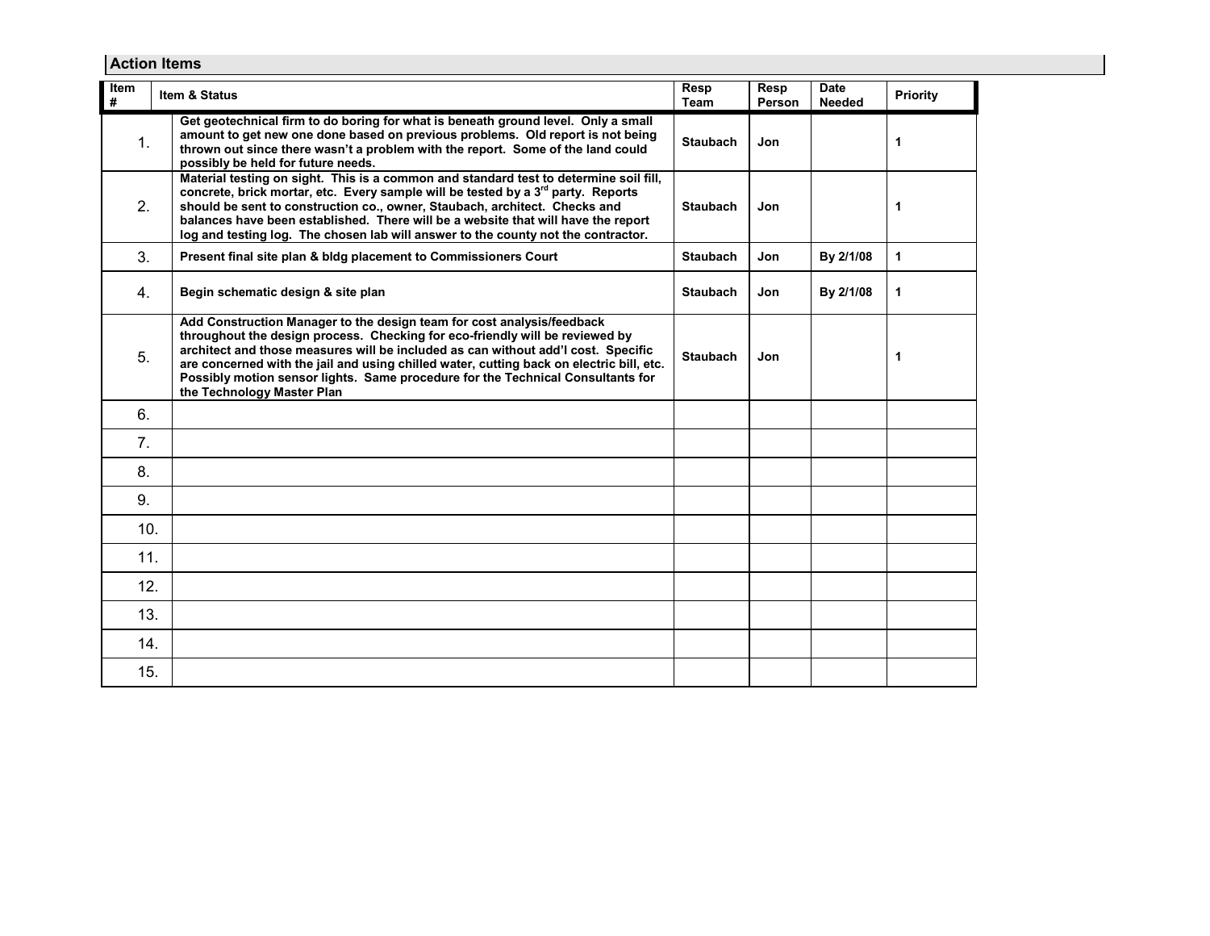## Action Items

| Item # | Item & Status | Resp Team | Resp Person | Date Needed | Priority |
|---|---|---|---|---|---|
| 1. | Get geotechnical firm to do boring for what is beneath ground level. Only a small amount to get new one done based on previous problems. Old report is not being thrown out since there wasn't a problem with the report. Some of the land could possibly be held for future needs. | Staubach | Jon | | 1 |
| 2. | Material testing on sight. This is a common and standard test to determine soil fill, concrete, brick mortar, etc. Every sample will be tested by a 3rd party. Reports should be sent to construction co., owner, Staubach, architect. Checks and balances have been established. There will be a website that will have the report log and testing log. The chosen lab will answer to the county not the contractor. | Staubach | Jon | | 1 |
| 3. | Present final site plan & bldg placement to Commissioners Court | Staubach | Jon | By 2/1/08 | 1 |
| 4. | Begin schematic design & site plan | Staubach | Jon | By 2/1/08 | 1 |
| 5. | Add Construction Manager to the design team for cost analysis/feedback throughout the design process. Checking for eco-friendly will be reviewed by architect and those measures will be included as can without add'l cost. Specific are concerned with the jail and using chilled water, cutting back on electric bill, etc. Possibly motion sensor lights. Same procedure for the Technical Consultants for the Technology Master Plan | Staubach | Jon | | 1 |
| 6. | | | | | |
| 7. | | | | | |
| 8. | | | | | |
| 9. | | | | | |
| 10. | | | | | |
| 11. | | | | | |
| 12. | | | | | |
| 13. | | | | | |
| 14. | | | | | |
| 15. | | | | | |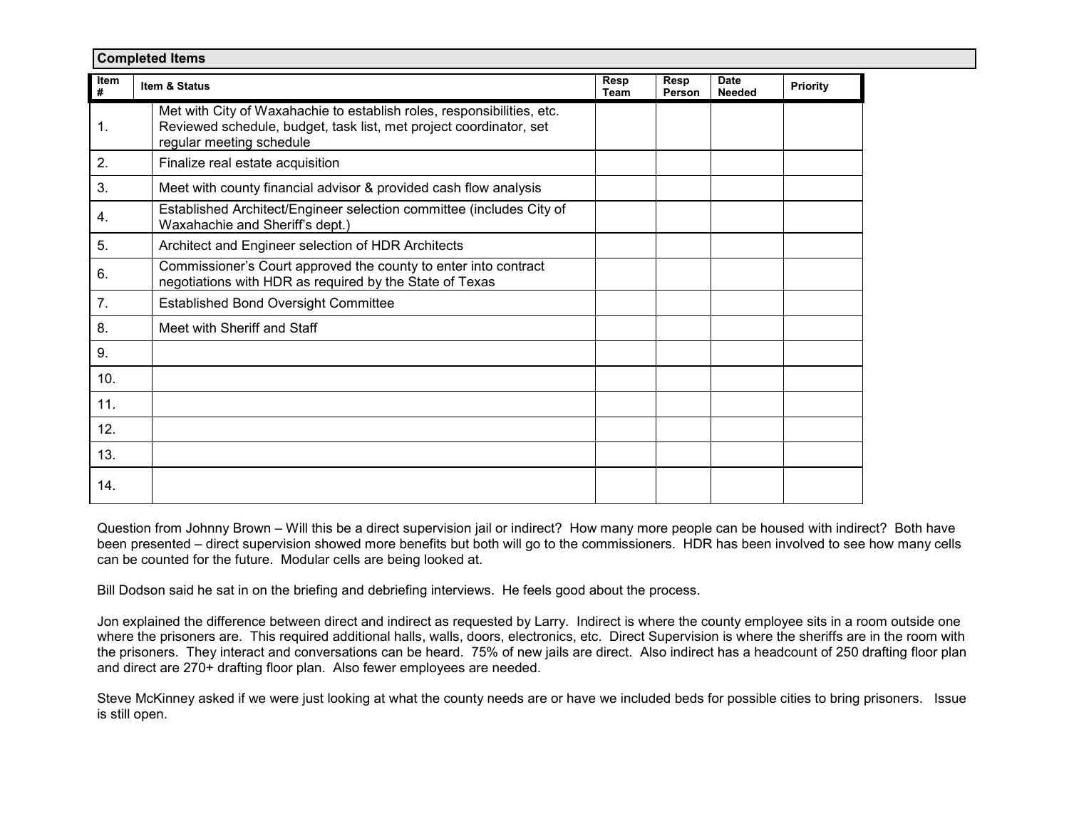## Completed Items

| Item # | Item & Status | Resp Team | Resp Person | Date Needed | Priority |
|---|---|---|---|---|---|
| 1. | Met with City of Waxahachie to establish roles, responsibilities, etc. Reviewed schedule, budget, task list, met project coordinator, set regular meeting schedule | | | | |
| 2. | Finalize real estate acquisition | | | | |
| 3. | Meet with county financial advisor & provided cash flow analysis | | | | |
| 4. | Established Architect/Engineer selection committee (includes City of Waxahachie and Sheriff's dept.) | | | | |
| 5. | Architect and Engineer selection of HDR Architects | | | | |
| 6. | Commissioner's Court approved the county to enter into contract negotiations with HDR as required by the State of Texas | | | | |
| 7. | Established Bond Oversight Committee | | | | |
| 8. | Meet with Sheriff and Staff | | | | |
| 9. | | | | | |
| 10. | | | | | |
| 11. | | | | | |
| 12. | | | | | |
| 13. | | | | | |
| 14. | | | | | |

Question from Johnny Brown – Will this be a direct supervision jail or indirect? How many more people can be housed with indirect? Both have been presented – direct supervision showed more benefits but both will go to the commissioners. HDR has been involved to see how many cells can be counted for the future. Modular cells are being looked at.

Bill Dodson said he sat in on the briefing and debriefing interviews. He feels good about the process.

Jon explained the difference between direct and indirect as requested by Larry. Indirect is where the county employee sits in a room outside one where the prisoners are. This required additional halls, walls, doors, electronics, etc. Direct Supervision is where the sheriffs are in the room with the prisoners. They interact and conversations can be heard. 75% of new jails are direct. Also indirect has a headcount of 250 drafting floor plan and direct are 270+ drafting floor plan. Also fewer employees are needed.

Steve McKinney asked if we were just looking at what the county needs are or have we included beds for possible cities to bring prisoners. Issue is still open.